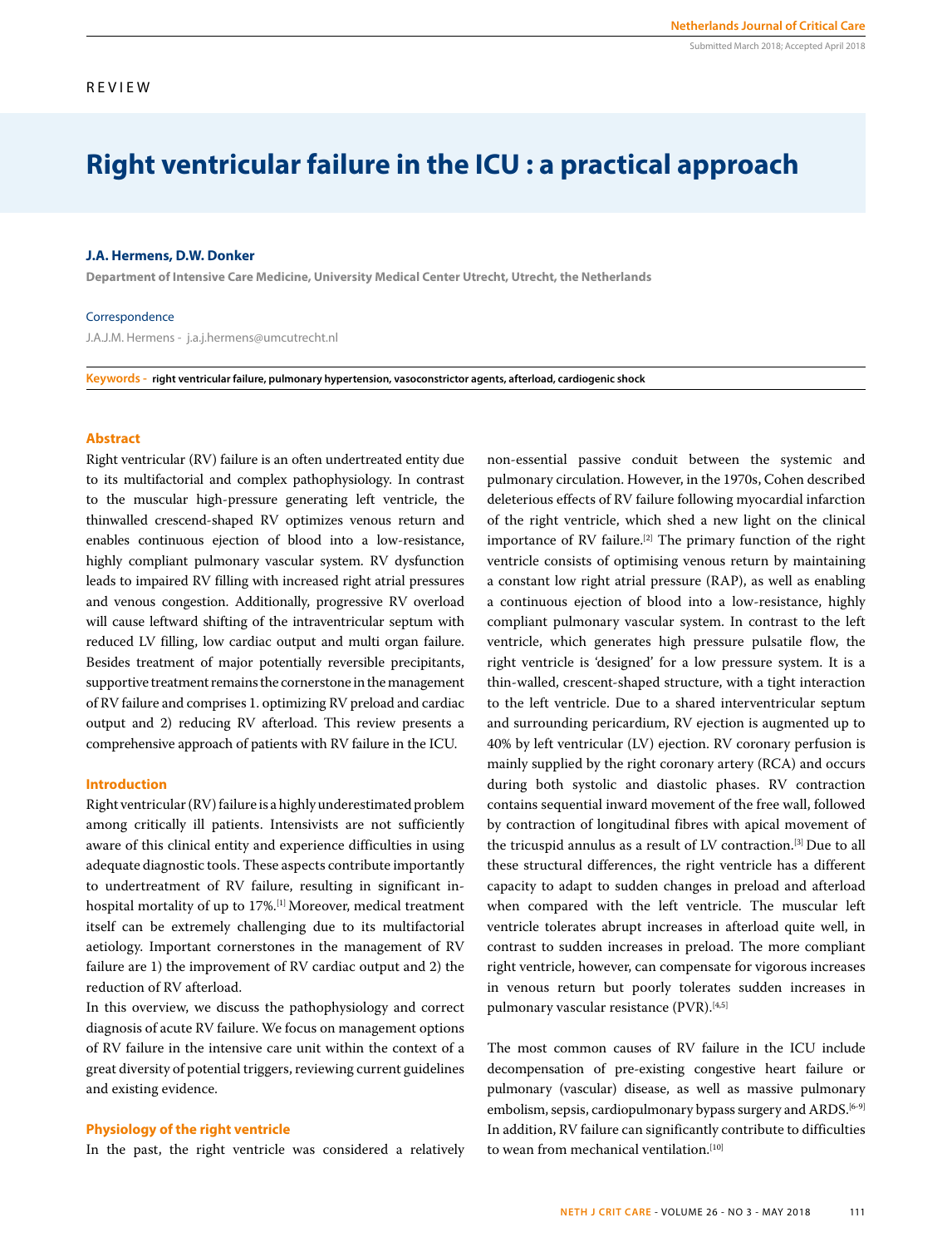REVIEW

# Right ventricular failure in the ICU : a practical approach

**J.A. Hermens, D.W. Donker**

**Department of Intensive Care Medicine, University Medical Center Utrecht, Utrecht, the Netherlands**

Correspondence

J.A.J.M. Hermens - j.a.j.hermens@umcutrecht.nl

**Keywords - right ventricular failure, pulmonary hypertension, vasoconstrictor agents, afterload, cardiogenic shock**

Submitted March 2018; Accepted April 2018

## Abstract

Right ventricular (RV) failure is an often undertreated entity due to its multifactorial and complex pathophysiology. In contrast to the muscular high-pressure generating left ventricle, the thinwalled crescend-shaped RV optimizes venous return and enables continuous ejection of blood into a low-resistance, highly compliant pulmonary vascular system. RV dysfunction leads to impaired RV filling with increased right atrial pressures and venous congestion. Additionally, progressive RV overload will cause leftward shifting of the intraventricular septum with reduced LV filling, low cardiac output and multi organ failure. Besides treatment of major potentially reversible precipitants, supportive treatment remains the cornerstone in the management of RV failure and comprises 1. optimizing RV preload and cardiac output and 2) reducing RV afterload. This review presents a comprehensive approach of patients with RV failure in the ICU.

## Introduction

Right ventricular (RV) failure is a highly underestimated problem among critically ill patients. Intensivists are not sufficiently aware of this clinical entity and experience difficulties in using adequate diagnostic tools. These aspects contribute importantly to undertreatment of RV failure, resulting in significant in-hospital mortality of up to 17%.[1] Moreover, medical treatment itself can be extremely challenging due to its multifactorial aetiology. Important cornerstones in the management of RV failure are 1) the improvement of RV cardiac output and 2) the reduction of RV afterload.

In this overview, we discuss the pathophysiology and correct diagnosis of acute RV failure. We focus on management options of RV failure in the intensive care unit within the context of a great diversity of potential triggers, reviewing current guidelines and existing evidence.

## Physiology of the right ventricle

In the past, the right ventricle was considered a relatively non-essential passive conduit between the systemic and pulmonary circulation. However, in the 1970s, Cohen described deleterious effects of RV failure following myocardial infarction of the right ventricle, which shed a new light on the clinical importance of RV failure.[2] The primary function of the right ventricle consists of optimising venous return by maintaining a constant low right atrial pressure (RAP), as well as enabling a continuous ejection of blood into a low-resistance, highly compliant pulmonary vascular system. In contrast to the left ventricle, which generates high pressure pulsatile flow, the right ventricle is 'designed' for a low pressure system. It is a thin-walled, crescent-shaped structure, with a tight interaction to the left ventricle. Due to a shared interventricular septum and surrounding pericardium, RV ejection is augmented up to 40% by left ventricular (LV) ejection. RV coronary perfusion is mainly supplied by the right coronary artery (RCA) and occurs during both systolic and diastolic phases. RV contraction contains sequential inward movement of the free wall, followed by contraction of longitudinal fibres with apical movement of the tricuspid annulus as a result of LV contraction.[3] Due to all these structural differences, the right ventricle has a different capacity to adapt to sudden changes in preload and afterload when compared with the left ventricle. The muscular left ventricle tolerates abrupt increases in afterload quite well, in contrast to sudden increases in preload. The more compliant right ventricle, however, can compensate for vigorous increases in venous return but poorly tolerates sudden increases in pulmonary vascular resistance (PVR).[4,5]

The most common causes of RV failure in the ICU include decompensation of pre-existing congestive heart failure or pulmonary (vascular) disease, as well as massive pulmonary embolism, sepsis, cardiopulmonary bypass surgery and ARDS.[6-9] In addition, RV failure can significantly contribute to difficulties to wean from mechanical ventilation.[10]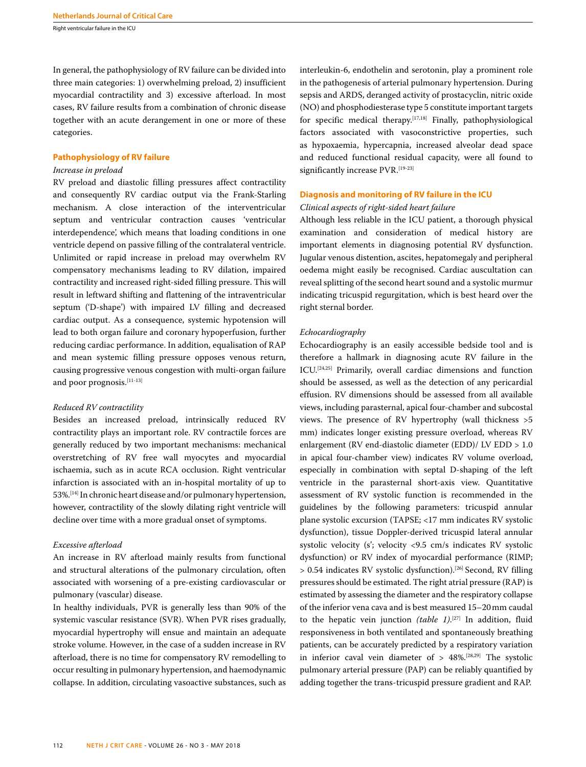In general, the pathophysiology of RV failure can be divided into three main categories: 1) overwhelming preload, 2) insufficient myocardial contractility and 3) excessive afterload. In most cases, RV failure results from a combination of chronic disease together with an acute derangement in one or more of these categories.

## Pathophysiology of RV failure

*Increase in preload*

RV preload and diastolic filling pressures affect contractility and consequently RV cardiac output via the Frank-Starling mechanism. A close interaction of the interventricular septum and ventricular contraction causes 'ventricular interdependence', which means that loading conditions in one ventricle depend on passive filling of the contralateral ventricle. Unlimited or rapid increase in preload may overwhelm RV compensatory mechanisms leading to RV dilation, impaired contractility and increased right-sided filling pressure. This will result in leftward shifting and flattening of the intraventricular septum ('D-shape') with impaired LV filling and decreased cardiac output. As a consequence, systemic hypotension will lead to both organ failure and coronary hypoperfusion, further reducing cardiac performance. In addition, equalisation of RAP and mean systemic filling pressure opposes venous return, causing progressive venous congestion with multi-organ failure and poor prognosis.[11-13]

*Reduced RV contractility*

Besides an increased preload, intrinsically reduced RV contractility plays an important role. RV contractile forces are generally reduced by two important mechanisms: mechanical overstretching of RV free wall myocytes and myocardial ischaemia, such as in acute RCA occlusion. Right ventricular infarction is associated with an in-hospital mortality of up to 53%.[14] In chronic heart disease and/or pulmonary hypertension, however, contractility of the slowly dilating right ventricle will decline over time with a more gradual onset of symptoms.

*Excessive afterload*

An increase in RV afterload mainly results from functional and structural alterations of the pulmonary circulation, often associated with worsening of a pre-existing cardiovascular or pulmonary (vascular) disease.

In healthy individuals, PVR is generally less than 90% of the systemic vascular resistance (SVR). When PVR rises gradually, myocardial hypertrophy will ensue and maintain an adequate stroke volume. However, in the case of a sudden increase in RV afterload, there is no time for compensatory RV remodelling to occur resulting in pulmonary hypertension, and haemodynamic collapse. In addition, circulating vasoactive substances, such as interleukin-6, endothelin and serotonin, play a prominent role in the pathogenesis of arterial pulmonary hypertension. During sepsis and ARDS, deranged activity of prostacyclin, nitric oxide (NO) and phosphodiesterase type 5 constitute important targets for specific medical therapy.[17,18] Finally, pathophysiological factors associated with vasoconstrictive properties, such as hypoxaemia, hypercapnia, increased alveolar dead space and reduced functional residual capacity, were all found to significantly increase PVR.[19-23]

## Diagnosis and monitoring of RV failure in the ICU

*Clinical aspects of right-sided heart failure*

Although less reliable in the ICU patient, a thorough physical examination and consideration of medical history are important elements in diagnosing potential RV dysfunction. Jugular venous distention, ascites, hepatomegaly and peripheral oedema might easily be recognised. Cardiac auscultation can reveal splitting of the second heart sound and a systolic murmur indicating tricuspid regurgitation, which is best heard over the right sternal border.

*Echocardiography*

Echocardiography is an easily accessible bedside tool and is therefore a hallmark in diagnosing acute RV failure in the ICU.[24,25] Primarily, overall cardiac dimensions and function should be assessed, as well as the detection of any pericardial effusion. RV dimensions should be assessed from all available views, including parasternal, apical four-chamber and subcostal views. The presence of RV hypertrophy (wall thickness >5 mm) indicates longer existing pressure overload, whereas RV enlargement (RV end-diastolic diameter (EDD)/ LV EDD > 1.0 in apical four-chamber view) indicates RV volume overload, especially in combination with septal D-shaping of the left ventricle in the parasternal short-axis view. Quantitative assessment of RV systolic function is recommended in the guidelines by the following parameters: tricuspid annular plane systolic excursion (TAPSE; <17 mm indicates RV systolic dysfunction), tissue Doppler-derived tricuspid lateral annular systolic velocity (s'; velocity <9.5 cm/s indicates RV systolic dysfunction) or RV index of myocardial performance (RIMP; > 0.54 indicates RV systolic dysfunction).[26] Second, RV filling pressures should be estimated. The right atrial pressure (RAP) is estimated by assessing the diameter and the respiratory collapse of the inferior vena cava and is best measured 15–20 mm caudal to the hepatic vein junction *(table 1)*.[27] In addition, fluid responsiveness in both ventilated and spontaneously breathing patients, can be accurately predicted by a respiratory variation in inferior caval vein diameter of > 48%.[28,29] The systolic pulmonary arterial pressure (PAP) can be reliably quantified by adding together the trans-tricuspid pressure gradient and RAP.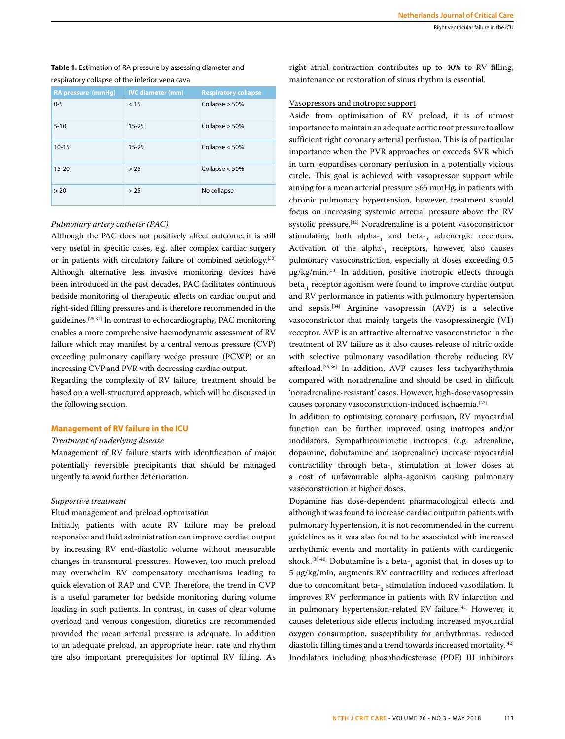**Table 1.** Estimation of RA pressure by assessing diameter and respiratory collapse of the inferior vena cava

| RA pressure (mmHg) | IVC diameter (mm) | Respiratory collapse |
|---|---|---|
| 0-5 | < 15 | Collapse > 50% |
| 5-10 | 15-25 | Collapse > 50% |
| 10-15 | 15-25 | Collapse < 50% |
| 15-20 | > 25 | Collapse < 50% |
| > 20 | > 25 | No collapse |

*Pulmonary artery catheter (PAC)*

Although the PAC does not positively affect outcome, it is still very useful in specific cases, e.g. after complex cardiac surgery or in patients with circulatory failure of combined aetiology.[30] Although alternative less invasive monitoring devices have been introduced in the past decades, PAC facilitates continuous bedside monitoring of therapeutic effects on cardiac output and right-sided filling pressures and is therefore recommended in the guidelines.[25,31] In contrast to echocardiography, PAC monitoring enables a more comprehensive haemodynamic assessment of RV failure which may manifest by a central venous pressure (CVP) exceeding pulmonary capillary wedge pressure (PCWP) or an increasing CVP and PVR with decreasing cardiac output.

Regarding the complexity of RV failure, treatment should be based on a well-structured approach, which will be discussed in the following section.

## Management of RV failure in the ICU

*Treatment of underlying disease*

Management of RV failure starts with identification of major potentially reversible precipitants that should be managed urgently to avoid further deterioration.

*Supportive treatment*

Fluid management and preload optimisation

Initially, patients with acute RV failure may be preload responsive and fluid administration can improve cardiac output by increasing RV end-diastolic volume without measurable changes in transmural pressures. However, too much preload may overwhelm RV compensatory mechanisms leading to quick elevation of RAP and CVP. Therefore, the trend in CVP is a useful parameter for bedside monitoring during volume loading in such patients. In contrast, in cases of clear volume overload and venous congestion, diuretics are recommended provided the mean arterial pressure is adequate. In addition to an adequate preload, an appropriate heart rate and rhythm are also important prerequisites for optimal RV filling. As right atrial contraction contributes up to 40% to RV filling, maintenance or restoration of sinus rhythm is essential.

Vasopressors and inotropic support

Aside from optimisation of RV preload, it is of utmost importance to maintain an adequate aortic root pressure to allow sufficient right coronary arterial perfusion. This is of particular importance when the PVR approaches or exceeds SVR which in turn jeopardises coronary perfusion in a potentially vicious circle. This goal is achieved with vasopressor support while aiming for a mean arterial pressure >65 mmHg; in patients with chronic pulmonary hypertension, however, treatment should focus on increasing systemic arterial pressure above the RV systolic pressure.[32] Noradrenaline is a potent vasoconstrictor stimulating both alpha-$_1$ and beta-$_2$ adrenergic receptors. Activation of the alpha-$_1$ receptors, however, also causes pulmonary vasoconstriction, especially at doses exceeding 0.5 μg/kg/min.[33] In addition, positive inotropic effects through beta-$_1$ receptor agonism were found to improve cardiac output and RV performance in patients with pulmonary hypertension and sepsis.[34] Arginine vasopressin (AVP) is a selective vasoconstrictor that mainly targets the vasopressinergic (V1) receptor. AVP is an attractive alternative vasoconstrictor in the treatment of RV failure as it also causes release of nitric oxide with selective pulmonary vasodilation thereby reducing RV afterload.[35,36] In addition, AVP causes less tachyarrhythmia compared with noradrenaline and should be used in difficult 'noradrenaline-resistant' cases. However, high-dose vasopressin causes coronary vasoconstriction-induced ischaemia.[37]

In addition to optimising coronary perfusion, RV myocardial function can be further improved using inotropes and/or inodilators. Sympathicomimetic inotropes (e.g. adrenaline, dopamine, dobutamine and isoprenaline) increase myocardial contractility through beta-$_1$ stimulation at lower doses at a cost of unfavourable alpha-agonism causing pulmonary vasoconstriction at higher doses.

Dopamine has dose-dependent pharmacological effects and although it was found to increase cardiac output in patients with pulmonary hypertension, it is not recommended in the current guidelines as it was also found to be associated with increased arrhythmic events and mortality in patients with cardiogenic shock.[38-40] Dobutamine is a beta-$_1$ agonist that, in doses up to 5 μg/kg/min, augments RV contractility and reduces afterload due to concomitant beta-$_2$ stimulation induced vasodilation. It improves RV performance in patients with RV infarction and in pulmonary hypertension-related RV failure.[41] However, it causes deleterious side effects including increased myocardial oxygen consumption, susceptibility for arrhythmias, reduced diastolic filling times and a trend towards increased mortality.[42] Inodilators including phosphodiesterase (PDE) III inhibitors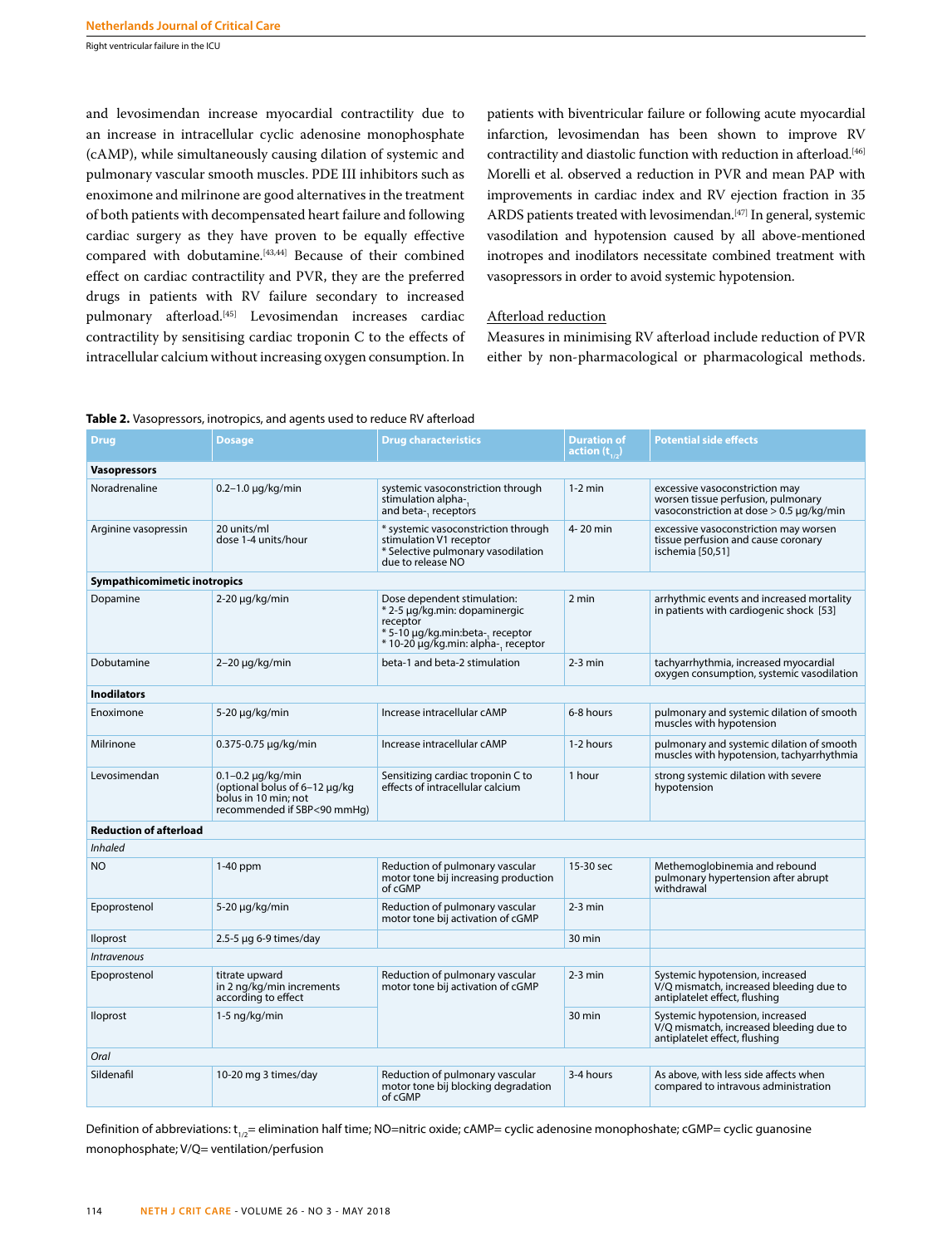and levosimendan increase myocardial contractility due to an increase in intracellular cyclic adenosine monophosphate (cAMP), while simultaneously causing dilation of systemic and pulmonary vascular smooth muscles. PDE III inhibitors such as enoximone and milrinone are good alternatives in the treatment of both patients with decompensated heart failure and following cardiac surgery as they have proven to be equally effective compared with dobutamine.[43,44] Because of their combined effect on cardiac contractility and PVR, they are the preferred drugs in patients with RV failure secondary to increased pulmonary afterload.[45] Levosimendan increases cardiac contractility by sensitising cardiac troponin C to the effects of intracellular calcium without increasing oxygen consumption. In patients with biventricular failure or following acute myocardial infarction, levosimendan has been shown to improve RV contractility and diastolic function with reduction in afterload.[46] Morelli et al. observed a reduction in PVR and mean PAP with improvements in cardiac index and RV ejection fraction in 35 ARDS patients treated with levosimendan.[47] In general, systemic vasodilation and hypotension caused by all above-mentioned inotropes and inodilators necessitate combined treatment with vasopressors in order to avoid systemic hypotension.

## Afterload reduction

Measures in minimising RV afterload include reduction of PVR either by non-pharmacological or pharmacological methods.

**Table 2.** Vasopressors, inotropics, and agents used to reduce RV afterload

| Drug | Dosage | Drug characteristics | Duration of action ($t_{1/2}$) | Potential side effects |
|---|---|---|---|---|
| **Vasopressors** | | | | |
| Noradrenaline | 0.2–1.0 µg/kg/min | systemic vasoconstriction through stimulation alpha-$_1$ and beta-$_1$ receptors | 1-2 min | excessive vasoconstriction may worsen tissue perfusion, pulmonary vasoconstriction at dose > 0.5 µg/kg/min |
| Arginine vasopressin | 20 units/ml dose 1-4 units/hour | * systemic vasoconstriction through stimulation V1 receptor * Selective pulmonary vasodilation due to release NO | 4- 20 min | excessive vasoconstriction may worsen tissue perfusion and cause coronary ischemia [50,51] |
| **Sympathicomimetic inotropics** | | | | |
| Dopamine | 2-20 µg/kg/min | Dose dependent stimulation: * 2-5 µg/kg.min: dopaminergic receptor * 5-10 µg/kg.min:beta-$_1$ receptor * 10-20 µg/kg.min: alpha-$_1$ receptor | 2 min | arrhythmic events and increased mortality in patients with cardiogenic shock [53] |
| Dobutamine | 2–20 µg/kg/min | beta-1 and beta-2 stimulation | 2-3 min | tachyarrhythmia, increased myocardial oxygen consumption, systemic vasodilation |
| **Inodilators** | | | | |
| Enoximone | 5-20 µg/kg/min | Increase intracellular cAMP | 6-8 hours | pulmonary and systemic dilation of smooth muscles with hypotension |
| Milrinone | 0.375-0.75 µg/kg/min | Increase intracellular cAMP | 1-2 hours | pulmonary and systemic dilation of smooth muscles with hypotension, tachyarrhythmia |
| Levosimendan | 0.1–0.2 µg/kg/min (optional bolus of 6–12 µg/kg bolus in 10 min; not recommended if SBP<90 mmHg) | Sensitizing cardiac troponin C to effects of intracellular calcium | 1 hour | strong systemic dilation with severe hypotension |
| **Reduction of afterload** | | | | |
| *Inhaled* | | | | |
| NO | 1-40 ppm | Reduction of pulmonary vascular motor tone bij increasing production of cGMP | 15-30 sec | Methemoglobinemia and rebound pulmonary hypertension after abrupt withdrawal |
| Epoprostenol | 5-20 µg/kg/min | Reduction of pulmonary vascular motor tone bij activation of cGMP | 2-3 min | |
| Iloprost | 2.5-5 µg 6-9 times/day | | 30 min | |
| *Intravenous* | | | | |
| Epoprostenol | titrate upward in 2 ng/kg/min increments according to effect | Reduction of pulmonary vascular motor tone bij activation of cGMP | 2-3 min | Systemic hypotension, increased V/Q mismatch, increased bleeding due to antiplatelet effect, flushing |
| Iloprost | 1-5 ng/kg/min | | 30 min | Systemic hypotension, increased V/Q mismatch, increased bleeding due to antiplatelet effect, flushing |
| *Oral* | | | | |
| Sildenafil | 10-20 mg 3 times/day | Reduction of pulmonary vascular motor tone bij blocking degradation of cGMP | 3-4 hours | As above, with less side affects when compared to intravous administration |

Definition of abbreviations: $t_{1/2}$= elimination half time; NO=nitric oxide; cAMP= cyclic adenosine monophoshate; cGMP= cyclic guanosine monophosphate; V/Q= ventilation/perfusion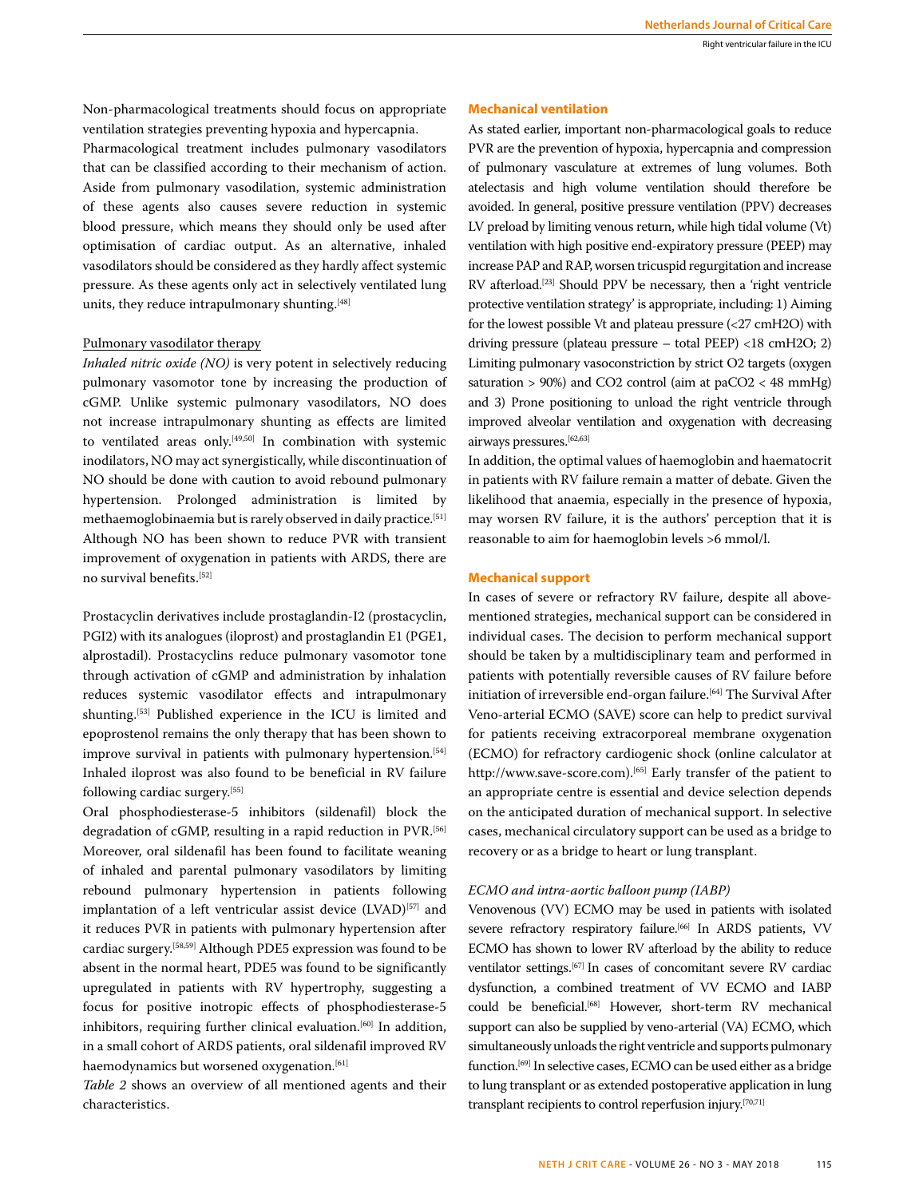Non-pharmacological treatments should focus on appropriate ventilation strategies preventing hypoxia and hypercapnia.

Pharmacological treatment includes pulmonary vasodilators that can be classified according to their mechanism of action. Aside from pulmonary vasodilation, systemic administration of these agents also causes severe reduction in systemic blood pressure, which means they should only be used after optimisation of cardiac output. As an alternative, inhaled vasodilators should be considered as they hardly affect systemic pressure. As these agents only act in selectively ventilated lung units, they reduce intrapulmonary shunting.[48]

### Pulmonary vasodilator therapy

*Inhaled nitric oxide (NO)* is very potent in selectively reducing pulmonary vasomotor tone by increasing the production of cGMP. Unlike systemic pulmonary vasodilators, NO does not increase intrapulmonary shunting as effects are limited to ventilated areas only.[49,50] In combination with systemic inodilators, NO may act synergistically, while discontinuation of NO should be done with caution to avoid rebound pulmonary hypertension. Prolonged administration is limited by methaemoglobinaemia but is rarely observed in daily practice.[51] Although NO has been shown to reduce PVR with transient improvement of oxygenation in patients with ARDS, there are no survival benefits.[52]

Prostacyclin derivatives include prostaglandin-I2 (prostacyclin, PGI2) with its analogues (iloprost) and prostaglandin E1 (PGE1, alprostadil). Prostacyclins reduce pulmonary vasomotor tone through activation of cGMP and administration by inhalation reduces systemic vasodilator effects and intrapulmonary shunting.[53] Published experience in the ICU is limited and epoprostenol remains the only therapy that has been shown to improve survival in patients with pulmonary hypertension.[54] Inhaled iloprost was also found to be beneficial in RV failure following cardiac surgery.[55]

Oral phosphodiesterase-5 inhibitors (sildenafil) block the degradation of cGMP, resulting in a rapid reduction in PVR.[56] Moreover, oral sildenafil has been found to facilitate weaning of inhaled and parental pulmonary vasodilators by limiting rebound pulmonary hypertension in patients following implantation of a left ventricular assist device (LVAD)[57] and it reduces PVR in patients with pulmonary hypertension after cardiac surgery.[58,59] Although PDE5 expression was found to be absent in the normal heart, PDE5 was found to be significantly upregulated in patients with RV hypertrophy, suggesting a focus for positive inotropic effects of phosphodiesterase-5 inhibitors, requiring further clinical evaluation.[60] In addition, in a small cohort of ARDS patients, oral sildenafil improved RV haemodynamics but worsened oxygenation.[61]

*Table 2* shows an overview of all mentioned agents and their characteristics.

## Mechanical ventilation

As stated earlier, important non-pharmacological goals to reduce PVR are the prevention of hypoxia, hypercapnia and compression of pulmonary vasculature at extremes of lung volumes. Both atelectasis and high volume ventilation should therefore be avoided. In general, positive pressure ventilation (PPV) decreases LV preload by limiting venous return, while high tidal volume (Vt) ventilation with high positive end-expiratory pressure (PEEP) may increase PAP and RAP, worsen tricuspid regurgitation and increase RV afterload.[23] Should PPV be necessary, then a 'right ventricle protective ventilation strategy' is appropriate, including: 1) Aiming for the lowest possible Vt and plateau pressure (<27 cmH2O) with driving pressure (plateau pressure – total PEEP) <18 cmH2O; 2) Limiting pulmonary vasoconstriction by strict O2 targets (oxygen saturation > 90%) and CO2 control (aim at paCO2 < 48 mmHg) and 3) Prone positioning to unload the right ventricle through improved alveolar ventilation and oxygenation with decreasing airways pressures.[62,63]

In addition, the optimal values of haemoglobin and haematocrit in patients with RV failure remain a matter of debate. Given the likelihood that anaemia, especially in the presence of hypoxia, may worsen RV failure, it is the authors' perception that it is reasonable to aim for haemoglobin levels >6 mmol/l.

## Mechanical support

In cases of severe or refractory RV failure, despite all above-mentioned strategies, mechanical support can be considered in individual cases. The decision to perform mechanical support should be taken by a multidisciplinary team and performed in patients with potentially reversible causes of RV failure before initiation of irreversible end-organ failure.[64] The Survival After Veno-arterial ECMO (SAVE) score can help to predict survival for patients receiving extracorporeal membrane oxygenation (ECMO) for refractory cardiogenic shock (online calculator at http://www.save-score.com).[65] Early transfer of the patient to an appropriate centre is essential and device selection depends on the anticipated duration of mechanical support. In selective cases, mechanical circulatory support can be used as a bridge to recovery or as a bridge to heart or lung transplant.

### *ECMO and intra-aortic balloon pump (IABP)*

Venovenous (VV) ECMO may be used in patients with isolated severe refractory respiratory failure.[66] In ARDS patients, VV ECMO has shown to lower RV afterload by the ability to reduce ventilator settings.[67] In cases of concomitant severe RV cardiac dysfunction, a combined treatment of VV ECMO and IABP could be beneficial.[68] However, short-term RV mechanical support can also be supplied by veno-arterial (VA) ECMO, which simultaneously unloads the right ventricle and supports pulmonary function.[69] In selective cases, ECMO can be used either as a bridge to lung transplant or as extended postoperative application in lung transplant recipients to control reperfusion injury.[70,71]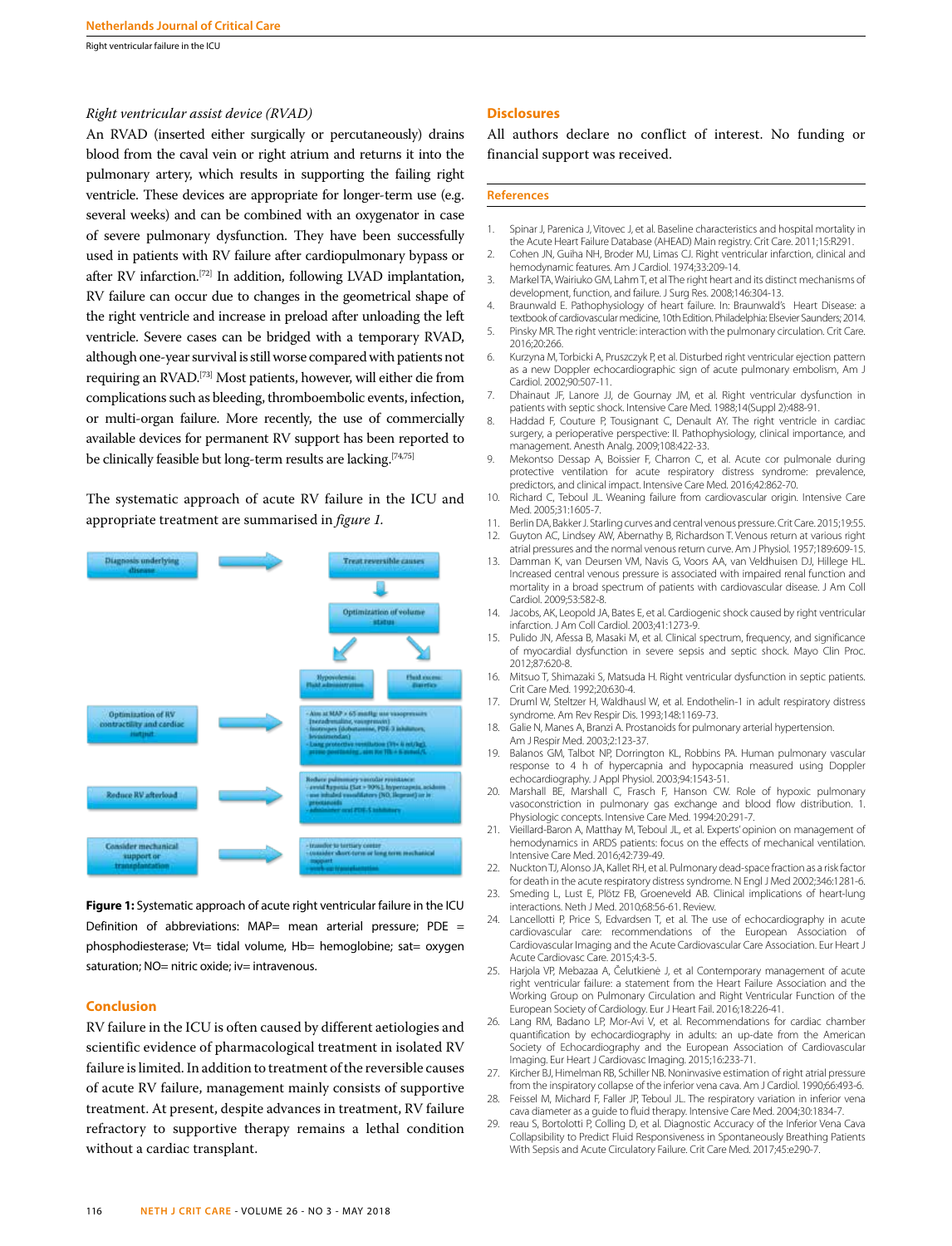*Right ventricular assist device (RVAD)*

An RVAD (inserted either surgically or percutaneously) drains blood from the caval vein or right atrium and returns it into the pulmonary artery, which results in supporting the failing right ventricle. These devices are appropriate for longer-term use (e.g. several weeks) and can be combined with an oxygenator in case of severe pulmonary dysfunction. They have been successfully used in patients with RV failure after cardiopulmonary bypass or after RV infarction.[72] In addition, following LVAD implantation, RV failure can occur due to changes in the geometrical shape of the right ventricle and increase in preload after unloading the left ventricle. Severe cases can be bridged with a temporary RVAD, although one-year survival is still worse compared with patients not requiring an RVAD.[73] Most patients, however, will either die from complications such as bleeding, thromboembolic events, infection, or multi-organ failure. More recently, the use of commercially available devices for permanent RV support has been reported to be clinically feasible but long-term results are lacking.[74,75]

The systematic approach of acute RV failure in the ICU and appropriate treatment are summarised in *figure 1*.

Diagnosis underlying disease → Treat reversible causes → Optimization of volume status → Hypovolemia: Fluid administration / Fluid excess: diuretics

Optimization of RV contractility and cardiac output → 
- Aim at MAP > 65 mmHg: use vasopressors (noradrenaline, vasopressin)
- Inotropes (dobutamine, PDE-3 inhibitors, levosimendan)
- Lung protective ventilation (Vt< 6 ml/kg), prone positioning, aim for Hb > 6 mmol/L

Reduce RV afterload → Reduce pulmonary vascular resistance:
- avoid hypoxia (Sat > 90%), hypercapnia, acidosis
- use inhaled vasodilators (NO, Iloprost) or iv prostanoids
- administer oral PDE-5 inhibitors

Consider mechanical support or transplantation →
- transfer to tertiary center
- consider short-term or long term mechanical support
- work-up transplantation

**Figure 1:** Systematic approach of acute right ventricular failure in the ICU

Definition of abbreviations: MAP= mean arterial pressure; PDE = phosphodiesterase; Vt= tidal volume, Hb= hemoglobine; sat= oxygen saturation; NO= nitric oxide; iv= intravenous.

## Conclusion

RV failure in the ICU is often caused by different aetiologies and scientific evidence of pharmacological treatment in isolated RV failure is limited. In addition to treatment of the reversible causes of acute RV failure, management mainly consists of supportive treatment. At present, despite advances in treatment, RV failure refractory to supportive therapy remains a lethal condition without a cardiac transplant.

## Disclosures

All authors declare no conflict of interest. No funding or financial support was received.

## References

1. Spinar J, Parenica J, Vitovec J, et al. Baseline characteristics and hospital mortality in the Acute Heart Failure Database (AHEAD) Main registry. Crit Care. 2011;15:R291.
2. Cohen JN, Guiha NH, Broder MJ, Limas CJ. Right ventricular infarction, clinical and hemodynamic features. Am J Cardiol. 1974;33:209-14.
3. Markel TA, Wairiuko GM, Lahm T, et al The right heart and its distinct mechanisms of development, function, and failure. J Surg Res. 2008;146:304-13.
4. Braunwald E. Pathophysiology of heart failure. In: Braunwald's Heart Disease: a textbook of cardiovascular medicine, 10th Edition. Philadelphia: Elsevier Saunders; 2014.
5. Pinsky MR. The right ventricle: interaction with the pulmonary circulation. Crit Care. 2016;20:266.
6. Kurzyna M, Torbicki A, Pruszczyk P, et al. Disturbed right ventricular ejection pattern as a new Doppler echocardiographic sign of acute pulmonary embolism, Am J Cardiol. 2002;90:507-11.
7. Dhainaut JF, Lanore JJ, de Gournay JM, et al. Right ventricular dysfunction in patients with septic shock. Intensive Care Med. 1988;14(Suppl 2):488-91.
8. Haddad F, Couture P, Tousignant C, Denault AY. The right ventricle in cardiac surgery, a perioperative perspective: II. Pathophysiology, clinical importance, and management. Anesth Analg. 2009;108:422-33.
9. Mekontso Dessap A, Boissier F, Charron C, et al. Acute cor pulmonale during protective ventilation for acute respiratory distress syndrome: prevalence, predictors, and clinical impact. Intensive Care Med. 2016;42:862-70.
10. Richard C, Teboul JL. Weaning failure from cardiovascular origin. Intensive Care Med. 2005;31:1605-7.
11. Berlin DA, Bakker J. Starling curves and central venous pressure. Crit Care. 2015;19:55.
12. Guyton AC, Lindsey AW, Abernathy B, Richardson T. Venous return at various right atrial pressures and the normal venous return curve. Am J Physiol. 1957;189:609-15.
13. Damman K, van Deursen VM, Navis G, Voors AA, van Veldhuisen DJ, Hillege HL. Increased central venous pressure is associated with impaired renal function and mortality in a broad spectrum of patients with cardiovascular disease. J Am Coll Cardiol. 2009;53:582-8.
14. Jacobs, AK, Leopold JA, Bates E, et al. Cardiogenic shock caused by right ventricular infarction. J Am Coll Cardiol. 2003;41:1273-9.
15. Pulido JN, Afessa B, Masaki M, et al. Clinical spectrum, frequency, and significance of myocardial dysfunction in severe sepsis and septic shock. Mayo Clin Proc. 2012;87:620-8.
16. Mitsuo T, Shimazaki S, Matsuda H. Right ventricular dysfunction in septic patients. Crit Care Med. 1992;20:630-4.
17. Druml W, Steltzer H, Waldhausl W, et al. Endothelin-1 in adult respiratory distress syndrome. Am Rev Respir Dis. 1993;148:1169-73.
18. Galie N, Manes A, Branzi A. Prostanoids for pulmonary arterial hypertension. Am J Respir Med. 2003;2:123-37.
19. Balanos GM, Talbot NP, Dorrington KL, Robbins PA. Human pulmonary vascular response to 4 h of hypercapnia and hypocapnia measured using Doppler echocardiography. J Appl Physiol. 2003;94:1543-51.
20. Marshall BE, Marshall C, Frasch F, Hanson CW. Role of hypoxic pulmonary vasoconstriction in pulmonary gas exchange and blood flow distribution. 1. Physiologic concepts. Intensive Care Med. 1994:20:291-7.
21. Vieillard-Baron A, Matthay M, Teboul JL, et al. Experts' opinion on management of hemodynamics in ARDS patients: focus on the effects of mechanical ventilation. Intensive Care Med. 2016;42:739-49.
22. Nuckton TJ, Alonso JA, Kallet RH, et al. Pulmonary dead-space fraction as a risk factor for death in the acute respiratory distress syndrome. N Engl J Med 2002;346:1281-6.
23. Smeding L, Lust E, Plötz FB, Groeneveld AB. Clinical implications of heart-lung interactions. Neth J Med. 2010;68:56-61. Review.
24. Lancellotti P, Price S, Edvardsen T, et al. The use of echocardiography in acute cardiovascular care: recommendations of the European Association of Cardiovascular Imaging and the Acute Cardiovascular Care Association. Eur Heart J Acute Cardiovasc Care. 2015;4:3-5.
25. Harjola VP, Mebazaa A, Čelutkienė J, et al Contemporary management of acute right ventricular failure: a statement from the Heart Failure Association and the Working Group on Pulmonary Circulation and Right Ventricular Function of the European Society of Cardiology. Eur J Heart Fail. 2016;18:226-41.
26. Lang RM, Badano LP, Mor-Avi V, et al. Recommendations for cardiac chamber quantification by echocardiography in adults: an up-date from the American Society of Echocardiography and the European Association of Cardiovascular Imaging. Eur Heart J Cardiovasc Imaging. 2015;16:233-71.
27. Kircher BJ, Himelman RB, Schiller NB. Noninvasive estimation of right atrial pressure from the inspiratory collapse of the inferior vena cava. Am J Cardiol. 1990;66:493-6.
28. Feissel M, Michard F, Faller JP, Teboul JL. The respiratory variation in inferior vena cava diameter as a guide to fluid therapy. Intensive Care Med. 2004;30:1834-7.
29. reau S, Bortolotti P, Colling D, et al. Diagnostic Accuracy of the Inferior Vena Cava Collapsibility to Predict Fluid Responsiveness in Spontaneously Breathing Patients With Sepsis and Acute Circulatory Failure. Crit Care Med. 2017;45:e290-7.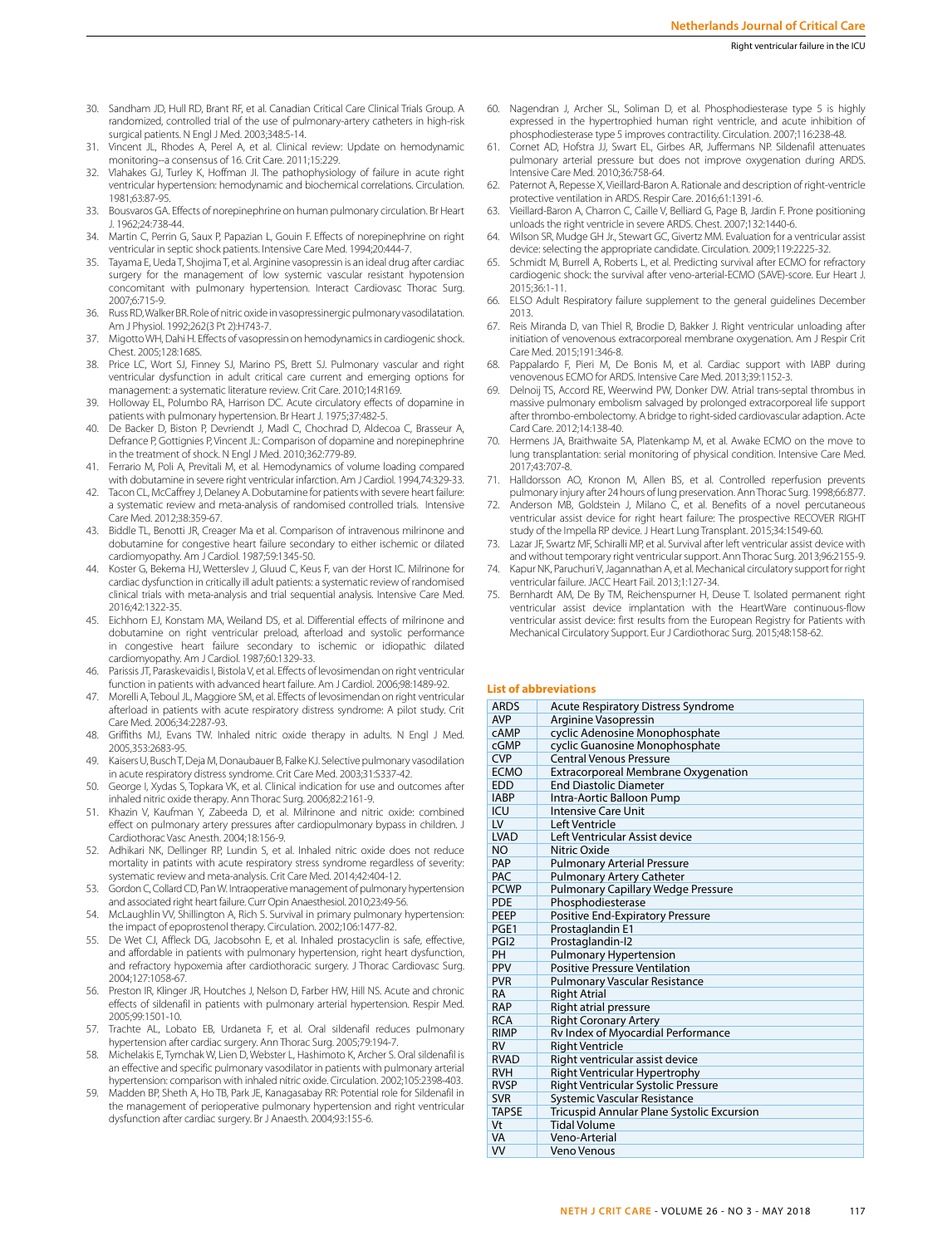30. Sandham JD, Hull RD, Brant RF, et al. Canadian Critical Care Clinical Trials Group. A randomized, controlled trial of the use of pulmonary-artery catheters in high-risk surgical patients. N Engl J Med. 2003;348:5-14.
31. Vincent JL, Rhodes A, Perel A, et al. Clinical review: Update on hemodynamic monitoring--a consensus of 16. Crit Care. 2011;15:229.
32. Vlahakes GJ, Turley K, Hoffman JI. The pathophysiology of failure in acute right ventricular hypertension: hemodynamic and biochemical correlations. Circulation. 1981;63:87-95.
33. Bousvaros GA. Effects of norepinephrine on human pulmonary circulation. Br Heart J. 1962;24:738-44.
34. Martin C, Perrin G, Saux P, Papazian L, Gouin F. Effects of norepinephrine on right ventricular in septic shock patients. Intensive Care Med. 1994;20:444-7.
35. Tayama E, Ueda T, Shojima T, et al. Arginine vasopressin is an ideal drug after cardiac surgery for the management of low systemic vascular resistant hypotension concomitant with pulmonary hypertension. Interact Cardiovasc Thorac Surg. 2007;6:715-9.
36. Russ RD, Walker BR. Role of nitric oxide in vasopressinergic pulmonary vasodilatation. Am J Physiol. 1992;262(3 Pt 2):H743-7.
37. Migotto WH, Dahi H. Effects of vasopressin on hemodynamics in cardiogenic shock. Chest. 2005;128:168S.
38. Price LC, Wort SJ, Finney SJ, Marino PS, Brett SJ. Pulmonary vascular and right ventricular dysfunction in adult critical care current and emerging options for management: a systematic literature review. Crit Care. 2010;14:R169.
39. Holloway EL, Polumbo RA, Harrison DC. Acute circulatory effects of dopamine in patients with pulmonary hypertension. Br Heart J. 1975;37:482-5.
40. De Backer D, Biston P, Devriendt J, Madl C, Chochrad D, Aldecoa C, Brasseur A, Defrance P, Gottignies P, Vincent JL: Comparison of dopamine and norepinephrine in the treatment of shock. N Engl J Med. 2010;362:779-89.
41. Ferrario M, Poli A, Previtali M, et al. Hemodynamics of volume loading compared with dobutamine in severe right ventricular infarction. Am J Cardiol. 1994,74:329-33.
42. Tacon CL, McCaffrey J, Delaney A. Dobutamine for patients with severe heart failure: a systematic review and meta-analysis of randomised controlled trials. Intensive Care Med. 2012;38:359-67.
43. Biddle TL, Benotti JR, Creager Ma et al. Comparison of intravenous milrinone and dobutamine for congestive heart failure secondary to either ischemic or dilated cardiomyopathy. Am J Cardiol. 1987;59:1345-50.
44. Koster G, Bekema HJ, Wetterslev J, Gluud C, Keus F, van der Horst IC. Milrinone for cardiac dysfunction in critically ill adult patients: a systematic review of randomised clinical trials with meta-analysis and trial sequential analysis. Intensive Care Med. 2016;42:1322-35.
45. Eichhorn EJ, Konstam MA, Weiland DS, et al. Differential effects of milrinone and dobutamine on right ventricular preload, afterload and systolic performance in congestive heart failure secondary to ischemic or idiopathic dilated cardiomyopathy. Am J Cardiol. 1987;60:1329-33.
46. Parissis JT, Paraskevaidis I, Bistola V, et al. Effects of levosimendan on right ventricular function in patients with advanced heart failure. Am J Cardiol. 2006;98:1489-92.
47. Morelli A, Teboul JL, Maggiore SM, et al. Effects of levosimendan on right ventricular afterload in patients with acute respiratory distress syndrome: A pilot study. Crit Care Med. 2006;34:2287-93.
48. Griffiths MJ, Evans TW. Inhaled nitric oxide therapy in adults. N Engl J Med. 2005,353:2683-95.
49. Kaisers U, Busch T, Deja M, Donaubauer B, Falke KJ. Selective pulmonary vasodilation in acute respiratory distress syndrome. Crit Care Med. 2003;31:S337-42.
50. George I, Xydas S, Topkara VK, et al. Clinical indication for use and outcomes after inhaled nitric oxide therapy. Ann Thorac Surg. 2006;82:2161-9.
51. Khazin V, Kaufman Y, Zabeeda D, et al. Milrinone and nitric oxide: combined effect on pulmonary artery pressures after cardiopulmonary bypass in children. J Cardiothorac Vasc Anesth. 2004;18:156-9.
52. Adhikari NK, Dellinger RP, Lundin S, et al. Inhaled nitric oxide does not reduce mortality in patints with acute respiratory stress syndrome regardless of severity: systematic review and meta-analysis. Crit Care Med. 2014;42:404-12.
53. Gordon C, Collard CD, Pan W. Intraoperative management of pulmonary hypertension and associated right heart failure. Curr Opin Anaesthesiol. 2010;23:49-56.
54. McLaughlin VV, Shillington A, Rich S. Survival in primary pulmonary hypertension: the impact of epoprostenol therapy. Circulation. 2002;106:1477-82.
55. De Wet CJ, Affleck DG, Jacobsohn E, et al. Inhaled prostacyclin is safe, effective, and affordable in patients with pulmonary hypertension, right heart dysfunction, and refractory hypoxemia after cardiothoracic surgery. J Thorac Cardiovasc Surg. 2004;127:1058-67.
56. Preston IR, Klinger JR, Houtches J, Nelson D, Farber HW, Hill NS. Acute and chronic effects of sildenafil in patients with pulmonary arterial hypertension. Respir Med. 2005;99:1501-10.
57. Trachte AL, Lobato EB, Urdaneta F, et al. Oral sildenafil reduces pulmonary hypertension after cardiac surgery. Ann Thorac Surg. 2005;79:194-7.
58. Michelakis E, Tymchak W, Lien D, Webster L, Hashimoto K, Archer S. Oral sildenafil is an effective and specific pulmonary vasodilator in patients with pulmonary arterial hypertension: comparison with inhaled nitric oxide. Circulation. 2002;105:2398-403.
59. Madden BP, Sheth A, Ho TB, Park JE, Kanagasabay RR: Potential role for Sildenafil in the management of perioperative pulmonary hypertension and right ventricular dysfunction after cardiac surgery. Br J Anaesth. 2004;93:155-6.
60. Nagendran J, Archer SL, Soliman D, et al. Phosphodiesterase type 5 is highly expressed in the hypertrophied human right ventricle, and acute inhibition of phosphodiesterase type 5 improves contractility. Circulation. 2007;116:238-48.
61. Cornet AD, Hofstra JJ, Swart EL, Girbes AR, Juffermans NP. Sildenafil attenuates pulmonary arterial pressure but does not improve oxygenation during ARDS. Intensive Care Med. 2010;36:758-64.
62. Paternot A, Repesse X, Vieillard-Baron A. Rationale and description of right-ventricle protective ventilation in ARDS. Respir Care. 2016;61:1391-6.
63. Vieillard-Baron A, Charron C, Caille V, Belliard G, Page B, Jardin F. Prone positioning unloads the right ventricle in severe ARDS. Chest. 2007;132:1440-6.
64. Wilson SR, Mudge GH Jr., Stewart GC, Givertz MM. Evaluation for a ventricular assist device: selecting the appropriate candidate. Circulation. 2009;119:2225-32.
65. Schmidt M, Burrell A, Roberts L, et al. Predicting survival after ECMO for refractory cardiogenic shock: the survival after veno-arterial-ECMO (SAVE)-score. Eur Heart J. 2015;36:1-11.
66. ELSO Adult Respiratory failure supplement to the general guidelines December 2013.
67. Reis Miranda D, van Thiel R, Brodie D, Bakker J. Right ventricular unloading after initiation of venovenous extracorporeal membrane oxygenation. Am J Respir Crit Care Med. 2015;191:346-8.
68. Pappalardo F, Pieri M, De Bonis M, et al. Cardiac support with IABP during venovenous ECMO for ARDS. Intensive Care Med. 2013;39:1152-3.
69. Delnoij TS, Accord RE, Weerwind PW, Donker DW. Atrial trans-septal thrombus in massive pulmonary embolism salvaged by prolonged extracorporeal life support after thrombo-embolectomy. A bridge to right-sided cardiovascular adaptation. Acte Card Care. 2012;14:138-40.
70. Hermens JA, Braithwaite SA, Platenkamp M, et al. Awake ECMO on the move to lung transplantation: serial monitoring of physical condition. Intensive Care Med. 2017;43:707-8.
71. Halldorsson AO, Kronon M, Allen BS, et al. Controlled reperfusion prevents pulmonary injury after 24 hours of lung preservation. Ann Thorac Surg. 1998;66:877.
72. Anderson MB, Goldstein J, Milano C, et al. Benefits of a novel percutaneous ventricular assist device for right heart failure: The prospective RECOVER RIGHT study of the Impella RP device. J Heart Lung Transplant. 2015;34:1549-60.
73. Lazar JF, Swartz MF, Schiralli MP, et al. Survival after left ventricular assist device with and without temporary right ventricular support. Ann Thorac Surg. 2013;96:2155-9.
74. Kapur NK, Paruchuri V, Jagannathan A, et al. Mechanical circulatory support for right ventricular failure. JACC Heart Fail. 2013;1:127-34.
75. Bernhardt AM, De By TM, Reichenspurner H, Deuse T. Isolated permanent right ventricular assist device implantation with the HeartWare continuous-flow ventricular assist device: first results from the European Registry for Patients with Mechanical Circulatory Support. Eur J Cardiothorac Surg. 2015;48:158-62.

### List of abbreviations

| | |
|---|---|
| ARDS | Acute Respiratory Distress Syndrome |
| AVP | Arginine Vasopressin |
| cAMP | cyclic Adenosine Monophosphate |
| cGMP | cyclic Guanosine Monophosphate |
| CVP | Central Venous Pressure |
| ECMO | Extracorporeal Membrane Oxygenation |
| EDD | End Diastolic Diameter |
| IABP | Intra-Aortic Balloon Pump |
| ICU | Intensive Care Unit |
| LV | Left Ventricle |
| LVAD | Left Ventricular Assist device |
| NO | Nitric Oxide |
| PAP | Pulmonary Arterial Pressure |
| PAC | Pulmonary Artery Catheter |
| PCWP | Pulmonary Capillary Wedge Pressure |
| PDE | Phosphodiesterase |
| PEEP | Positive End-Expiratory Pressure |
| PGE1 | Prostaglandin E1 |
| PGI2 | Prostaglandin-I2 |
| PH | Pulmonary Hypertension |
| PPV | Positive Pressure Ventilation |
| PVR | Pulmonary Vascular Resistance |
| RA | Right Atrial |
| RAP | Right atrial pressure |
| RCA | Right Coronary Artery |
| RIMP | Rv Index of Myocardial Performance |
| RV | Right Ventricle |
| RVAD | Right ventricular assist device |
| RVH | Right Ventricular Hypertrophy |
| RVSP | Right Ventricular Systolic Pressure |
| SVR | Systemic Vascular Resistance |
| TAPSE | Tricuspid Annular Plane Systolic Excursion |
| Vt | Tidal Volume |
| VA | Veno-Arterial |
| VV | Veno Venous |